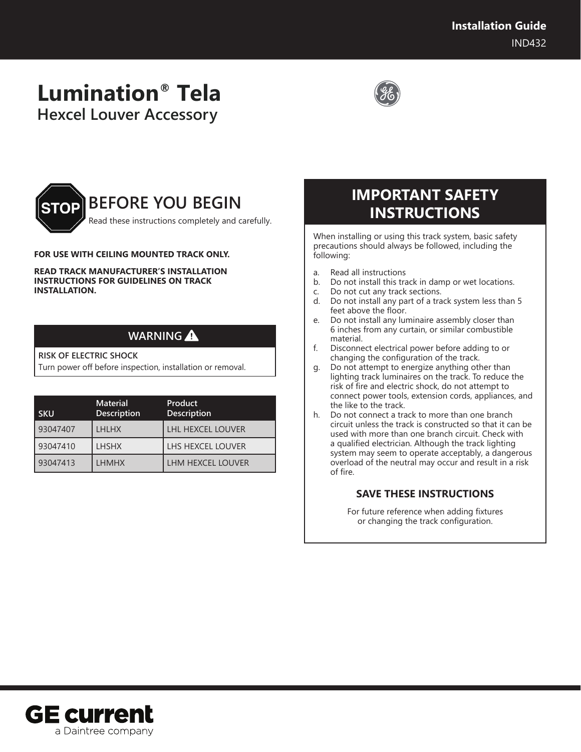Installation Guide

IND432

# Lumination® Tela
## Hexcel Louver Accessory

## BEFORE YOU BEGIN

Read these instructions completely and carefully.

**FOR USE WITH CEILING MOUNTED TRACK ONLY.**

**READ TRACK MANUFACTURER'S INSTALLATION INSTRUCTIONS FOR GUIDELINES ON TRACK INSTALLATION.**

### WARNING ⚠

**RISK OF ELECTRIC SHOCK**

Turn power off before inspection, installation or removal.

| SKU | Material Description | Product Description |
|---|---|---|
| 93047407 | LHLHX | LHL HEXCEL LOUVER |
| 93047410 | LHSHX | LHS HEXCEL LOUVER |
| 93047413 | LHMHX | LHM HEXCEL LOUVER |

## IMPORTANT SAFETY INSTRUCTIONS

When installing or using this track system, basic safety precautions should always be followed, including the following:

a. Read all instructions
b. Do not install this track in damp or wet locations.
c. Do not cut any track sections.
d. Do not install any part of a track system less than 5 feet above the floor.
e. Do not install any luminaire assembly closer than 6 inches from any curtain, or similar combustible material.
f. Disconnect electrical power before adding to or changing the configuration of the track.
g. Do not attempt to energize anything other than lighting track luminaires on the track. To reduce the risk of fire and electric shock, do not attempt to connect power tools, extension cords, appliances, and the like to the track.
h. Do not connect a track to more than one branch circuit unless the track is constructed so that it can be used with more than one branch circuit. Check with a qualified electrician. Although the track lighting system may seem to operate acceptably, a dangerous overload of the neutral may occur and result in a risk of fire.

**SAVE THESE INSTRUCTIONS**

For future reference when adding fixtures or changing the track configuration.

GE current
a Daintree company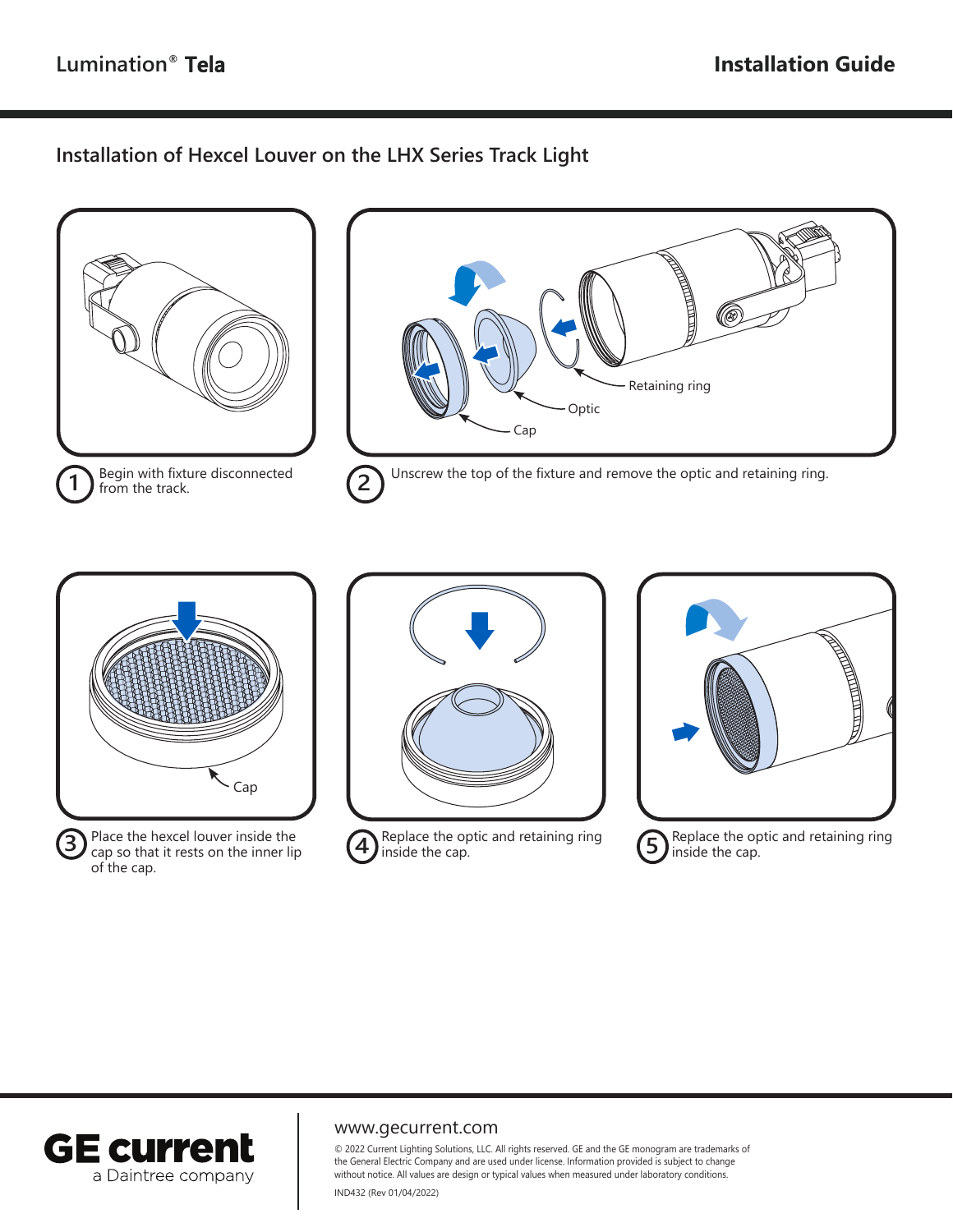# Installation of Hexcel Louver on the LHX Series Track Light

Retaining ring

Optic

Cap

1. Begin with fixture disconnected from the track.

2. Unscrew the top of the fixture and remove the optic and retaining ring.

Cap

3. Place the hexcel louver inside the cap so that it rests on the inner lip of the cap.

4. Replace the optic and retaining ring inside the cap.

5. Replace the optic and retaining ring inside the cap.

GE current
a Daintree company

www.gecurrent.com

© 2022 Current Lighting Solutions, LLC. All rights reserved. GE and the GE monogram are trademarks of the General Electric Company and are used under license. Information provided is subject to change without notice. All values are design or typical values when measured under laboratory conditions.

IND432 (Rev 01/04/2022)